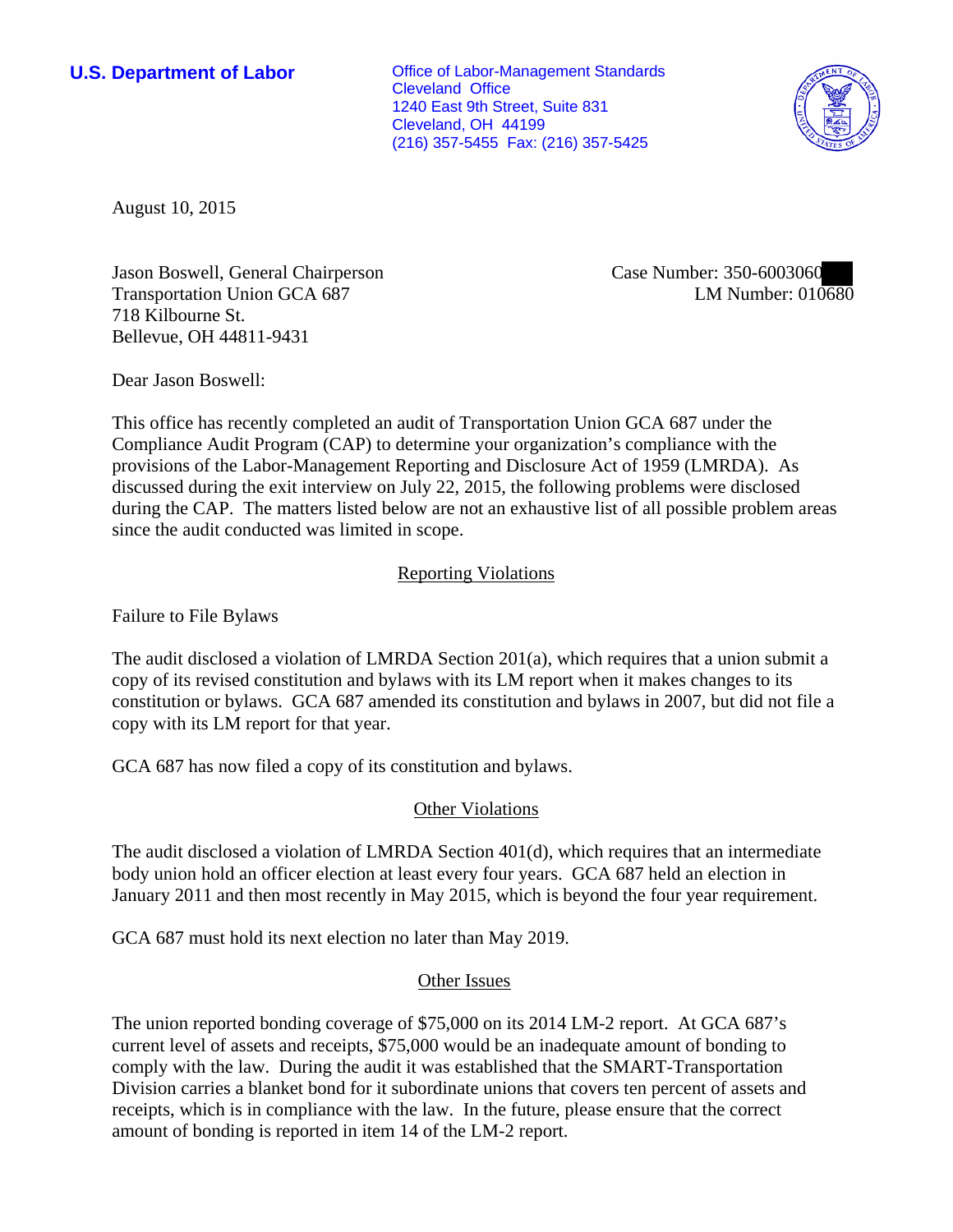**U.S. Department of Labor**

Office of Labor-Management Standards
Cleveland Office
1240 East 9th Street, Suite 831
Cleveland, OH 44199
(216) 357-5455 Fax: (216) 357-5425

August 10, 2015

Jason Boswell, General Chairperson
Transportation Union GCA 687
718 Kilbourne St.
Bellevue, OH 44811-9431

Case Number: 350-6003060
LM Number: 010680

Dear Jason Boswell:

This office has recently completed an audit of Transportation Union GCA 687 under the Compliance Audit Program (CAP) to determine your organization's compliance with the provisions of the Labor-Management Reporting and Disclosure Act of 1959 (LMRDA). As discussed during the exit interview on July 22, 2015, the following problems were disclosed during the CAP. The matters listed below are not an exhaustive list of all possible problem areas since the audit conducted was limited in scope.

## Reporting Violations

Failure to File Bylaws

The audit disclosed a violation of LMRDA Section 201(a), which requires that a union submit a copy of its revised constitution and bylaws with its LM report when it makes changes to its constitution or bylaws. GCA 687 amended its constitution and bylaws in 2007, but did not file a copy with its LM report for that year.

GCA 687 has now filed a copy of its constitution and bylaws.

## Other Violations

The audit disclosed a violation of LMRDA Section 401(d), which requires that an intermediate body union hold an officer election at least every four years. GCA 687 held an election in January 2011 and then most recently in May 2015, which is beyond the four year requirement.

GCA 687 must hold its next election no later than May 2019.

## Other Issues

The union reported bonding coverage of $75,000 on its 2014 LM-2 report. At GCA 687's current level of assets and receipts, $75,000 would be an inadequate amount of bonding to comply with the law. During the audit it was established that the SMART-Transportation Division carries a blanket bond for it subordinate unions that covers ten percent of assets and receipts, which is in compliance with the law. In the future, please ensure that the correct amount of bonding is reported in item 14 of the LM-2 report.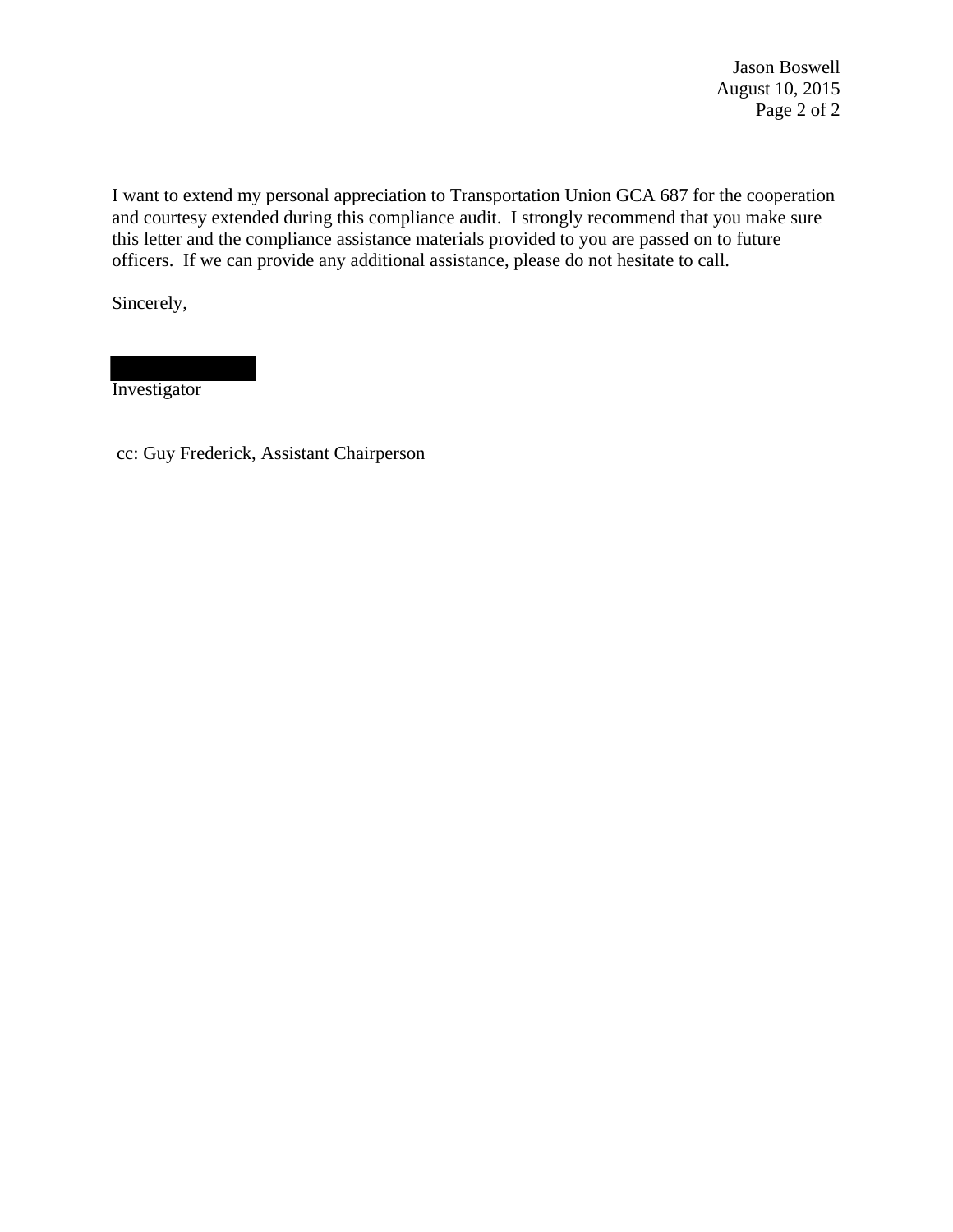I want to extend my personal appreciation to Transportation Union GCA 687 for the cooperation and courtesy extended during this compliance audit. I strongly recommend that you make sure this letter and the compliance assistance materials provided to you are passed on to future officers. If we can provide any additional assistance, please do not hesitate to call.

Sincerely,

Investigator

cc: Guy Frederick, Assistant Chairperson